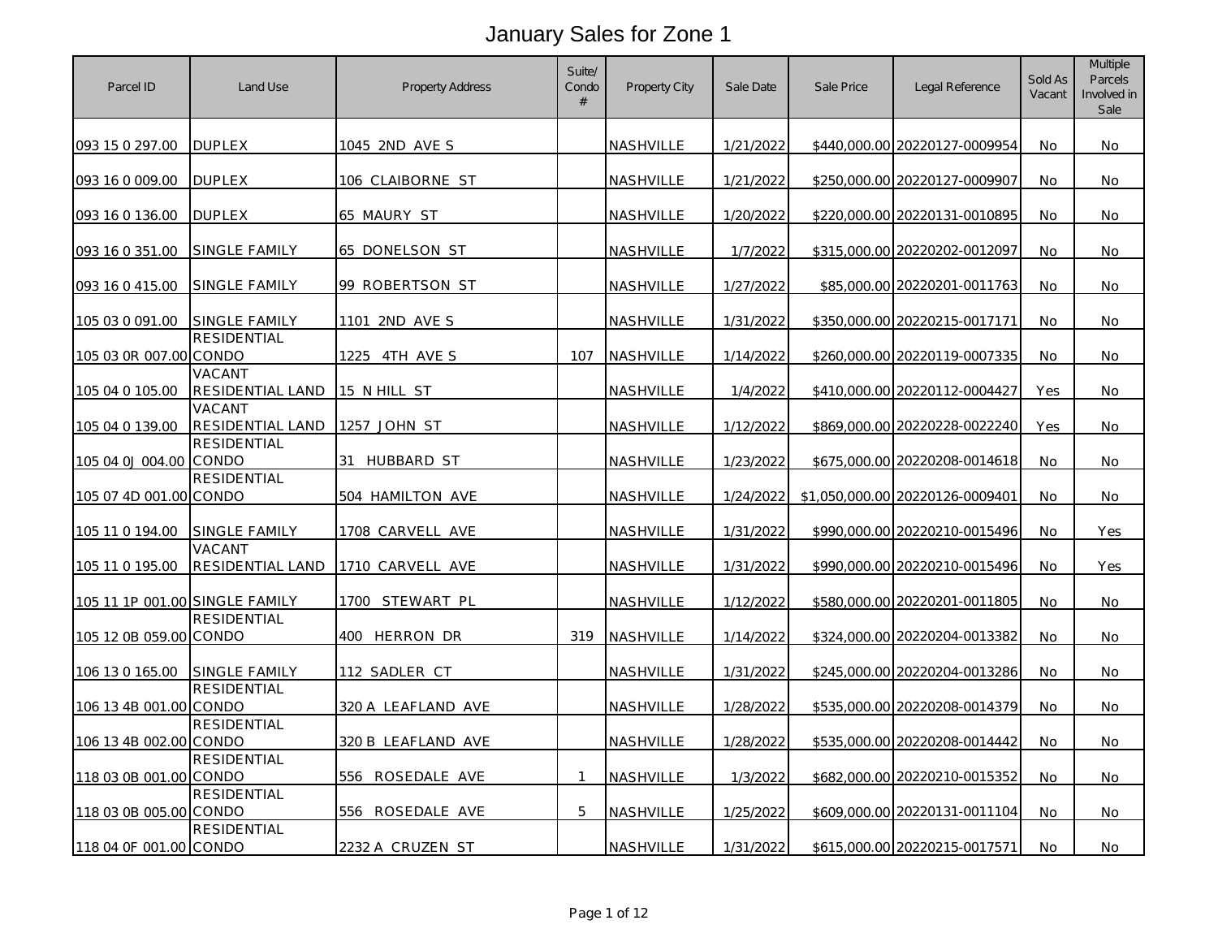# January Sales for Zone 1

| Parcel ID | Land Use | Property Address | Suite/ Condo # | Property City | Sale Date | Sale Price | Legal Reference | Sold As Vacant | Multiple Parcels Involved in Sale |
|---|---|---|---|---|---|---|---|---|---|
| 093 15 0 297.00 | DUPLEX | 1045 2ND AVE S | | NASHVILLE | 1/21/2022 | $440,000.00 | 20220127-0009954 | No | No |
| 093 16 0 009.00 | DUPLEX | 106 CLAIBORNE ST | | NASHVILLE | 1/21/2022 | $250,000.00 | 20220127-0009907 | No | No |
| 093 16 0 136.00 | DUPLEX | 65 MAURY ST | | NASHVILLE | 1/20/2022 | $220,000.00 | 20220131-0010895 | No | No |
| 093 16 0 351.00 | SINGLE FAMILY | 65 DONELSON ST | | NASHVILLE | 1/7/2022 | $315,000.00 | 20220202-0012097 | No | No |
| 093 16 0 415.00 | SINGLE FAMILY | 99 ROBERTSON ST | | NASHVILLE | 1/27/2022 | $85,000.00 | 20220201-0011763 | No | No |
| 105 03 0 091.00 | SINGLE FAMILY | 1101 2ND AVE S | | NASHVILLE | 1/31/2022 | $350,000.00 | 20220215-0017171 | No | No |
| 105 03 0R 007.00 | RESIDENTIAL CONDO | 1225 4TH AVE S | 107 | NASHVILLE | 1/14/2022 | $260,000.00 | 20220119-0007335 | No | No |
| 105 04 0 105.00 | VACANT RESIDENTIAL LAND | 15 N HILL ST | | NASHVILLE | 1/4/2022 | $410,000.00 | 20220112-0004427 | Yes | No |
| 105 04 0 139.00 | VACANT RESIDENTIAL LAND | 1257 JOHN ST | | NASHVILLE | 1/12/2022 | $869,000.00 | 20220228-0022240 | Yes | No |
| 105 04 0J 004.00 | RESIDENTIAL CONDO | 31 HUBBARD ST | | NASHVILLE | 1/23/2022 | $675,000.00 | 20220208-0014618 | No | No |
| 105 07 4D 001.00 | RESIDENTIAL CONDO | 504 HAMILTON AVE | | NASHVILLE | 1/24/2022 | $1,050,000.00 | 20220126-0009401 | No | No |
| 105 11 0 194.00 | SINGLE FAMILY | 1708 CARVELL AVE | | NASHVILLE | 1/31/2022 | $990,000.00 | 20220210-0015496 | No | Yes |
| 105 11 0 195.00 | VACANT RESIDENTIAL LAND | 1710 CARVELL AVE | | NASHVILLE | 1/31/2022 | $990,000.00 | 20220210-0015496 | No | Yes |
| 105 11 1P 001.00 | SINGLE FAMILY | 1700 STEWART PL | | NASHVILLE | 1/12/2022 | $580,000.00 | 20220201-0011805 | No | No |
| 105 12 0B 059.00 | RESIDENTIAL CONDO | 400 HERRON DR | 319 | NASHVILLE | 1/14/2022 | $324,000.00 | 20220204-0013382 | No | No |
| 106 13 0 165.00 | SINGLE FAMILY | 112 SADLER CT | | NASHVILLE | 1/31/2022 | $245,000.00 | 20220204-0013286 | No | No |
| 106 13 4B 001.00 | RESIDENTIAL CONDO | 320 A LEAFLAND AVE | | NASHVILLE | 1/28/2022 | $535,000.00 | 20220208-0014379 | No | No |
| 106 13 4B 002.00 | RESIDENTIAL CONDO | 320 B LEAFLAND AVE | | NASHVILLE | 1/28/2022 | $535,000.00 | 20220208-0014442 | No | No |
| 118 03 0B 001.00 | RESIDENTIAL CONDO | 556 ROSEDALE AVE | 1 | NASHVILLE | 1/3/2022 | $682,000.00 | 20220210-0015352 | No | No |
| 118 03 0B 005.00 | RESIDENTIAL CONDO | 556 ROSEDALE AVE | 5 | NASHVILLE | 1/25/2022 | $609,000.00 | 20220131-0011104 | No | No |
| 118 04 0F 001.00 | RESIDENTIAL CONDO | 2232 A CRUZEN ST | | NASHVILLE | 1/31/2022 | $615,000.00 | 20220215-0017571 | No | No |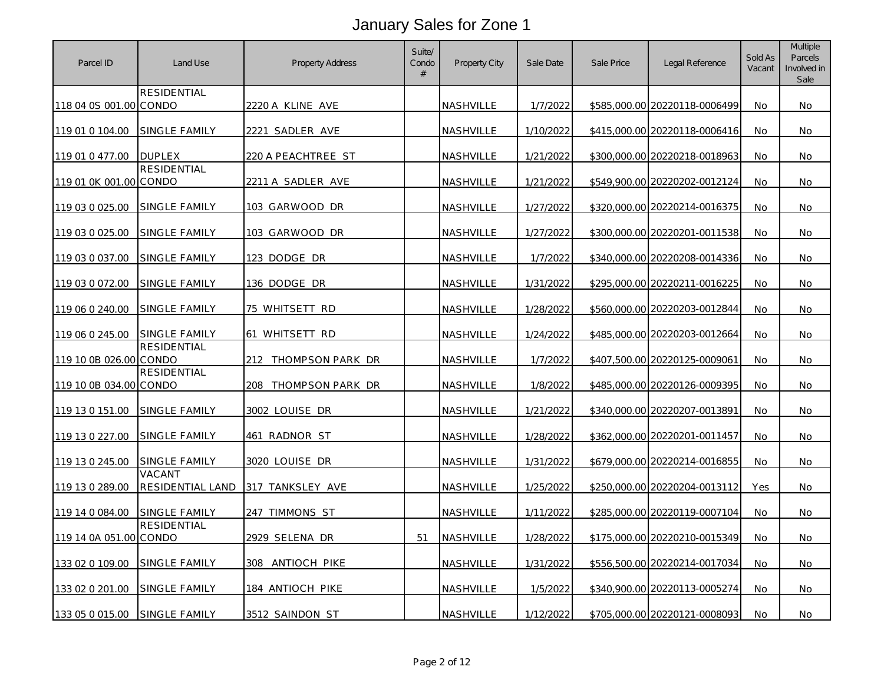# January Sales for Zone 1

| Parcel ID | Land Use | Property Address | Suite/ Condo # | Property City | Sale Date | Sale Price | Legal Reference | Sold As Vacant | Multiple Parcels Involved in Sale |
|---|---|---|---|---|---|---|---|---|---|
| 118 04 0S 001.00 | RESIDENTIAL CONDO | 2220 A KLINE AVE | | NASHVILLE | 1/7/2022 | $585,000.00 | 20220118-0006499 | No | No |
| 119 01 0 104.00 | SINGLE FAMILY | 2221 SADLER AVE | | NASHVILLE | 1/10/2022 | $415,000.00 | 20220118-0006416 | No | No |
| 119 01 0 477.00 | DUPLEX | 220 A PEACHTREE ST | | NASHVILLE | 1/21/2022 | $300,000.00 | 20220218-0018963 | No | No |
| 119 01 0K 001.00 | RESIDENTIAL CONDO | 2211 A SADLER AVE | | NASHVILLE | 1/21/2022 | $549,900.00 | 20220202-0012124 | No | No |
| 119 03 0 025.00 | SINGLE FAMILY | 103 GARWOOD DR | | NASHVILLE | 1/27/2022 | $320,000.00 | 20220214-0016375 | No | No |
| 119 03 0 025.00 | SINGLE FAMILY | 103 GARWOOD DR | | NASHVILLE | 1/27/2022 | $300,000.00 | 20220201-0011538 | No | No |
| 119 03 0 037.00 | SINGLE FAMILY | 123 DODGE DR | | NASHVILLE | 1/7/2022 | $340,000.00 | 20220208-0014336 | No | No |
| 119 03 0 072.00 | SINGLE FAMILY | 136 DODGE DR | | NASHVILLE | 1/31/2022 | $295,000.00 | 20220211-0016225 | No | No |
| 119 06 0 240.00 | SINGLE FAMILY | 75 WHITSETT RD | | NASHVILLE | 1/28/2022 | $560,000.00 | 20220203-0012844 | No | No |
| 119 06 0 245.00 | SINGLE FAMILY | 61 WHITSETT RD | | NASHVILLE | 1/24/2022 | $485,000.00 | 20220203-0012664 | No | No |
| 119 10 0B 026.00 | RESIDENTIAL CONDO | 212 THOMPSON PARK DR | | NASHVILLE | 1/7/2022 | $407,500.00 | 20220125-0009061 | No | No |
| 119 10 0B 034.00 | RESIDENTIAL CONDO | 208 THOMPSON PARK DR | | NASHVILLE | 1/8/2022 | $485,000.00 | 20220126-0009395 | No | No |
| 119 13 0 151.00 | SINGLE FAMILY | 3002 LOUISE DR | | NASHVILLE | 1/21/2022 | $340,000.00 | 20220207-0013891 | No | No |
| 119 13 0 227.00 | SINGLE FAMILY | 461 RADNOR ST | | NASHVILLE | 1/28/2022 | $362,000.00 | 20220201-0011457 | No | No |
| 119 13 0 245.00 | SINGLE FAMILY | 3020 LOUISE DR | | NASHVILLE | 1/31/2022 | $679,000.00 | 20220214-0016855 | No | No |
| 119 13 0 289.00 | VACANT RESIDENTIAL LAND | 317 TANKSLEY AVE | | NASHVILLE | 1/25/2022 | $250,000.00 | 20220204-0013112 | Yes | No |
| 119 14 0 084.00 | SINGLE FAMILY | 247 TIMMONS ST | | NASHVILLE | 1/11/2022 | $285,000.00 | 20220119-0007104 | No | No |
| 119 14 0A 051.00 | RESIDENTIAL CONDO | 2929 SELENA DR | 51 | NASHVILLE | 1/28/2022 | $175,000.00 | 20220210-0015349 | No | No |
| 133 02 0 109.00 | SINGLE FAMILY | 308 ANTIOCH PIKE | | NASHVILLE | 1/31/2022 | $556,500.00 | 20220214-0017034 | No | No |
| 133 02 0 201.00 | SINGLE FAMILY | 184 ANTIOCH PIKE | | NASHVILLE | 1/5/2022 | $340,900.00 | 20220113-0005274 | No | No |
| 133 05 0 015.00 | SINGLE FAMILY | 3512 SAINDON ST | | NASHVILLE | 1/12/2022 | $705,000.00 | 20220121-0008093 | No | No |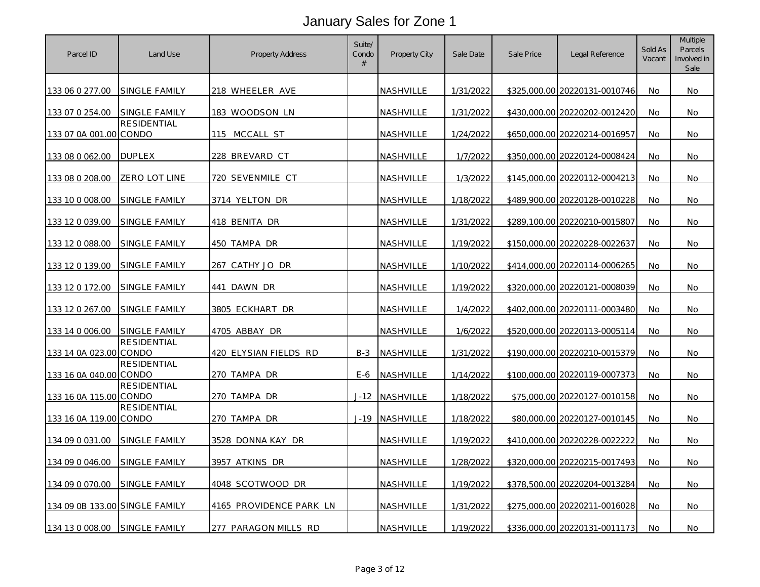# January Sales for Zone 1

| Parcel ID | Land Use | Property Address | Suite/ Condo # | Property City | Sale Date | Sale Price | Legal Reference | Sold As Vacant | Multiple Parcels Involved in Sale |
|---|---|---|---|---|---|---|---|---|---|
| 133 06 0 277.00 | SINGLE FAMILY | 218 WHEELER AVE | | NASHVILLE | 1/31/2022 | $325,000.00 | 20220131-0010746 | No | No |
| 133 07 0 254.00 | SINGLE FAMILY | 183 WOODSON LN | | NASHVILLE | 1/31/2022 | $430,000.00 | 20220202-0012420 | No | No |
| 133 07 0A 001.00 | RESIDENTIAL CONDO | 115 MCCALL ST | | NASHVILLE | 1/24/2022 | $650,000.00 | 20220214-0016957 | No | No |
| 133 08 0 062.00 | DUPLEX | 228 BREVARD CT | | NASHVILLE | 1/7/2022 | $350,000.00 | 20220124-0008424 | No | No |
| 133 08 0 208.00 | ZERO LOT LINE | 720 SEVENMILE CT | | NASHVILLE | 1/3/2022 | $145,000.00 | 20220112-0004213 | No | No |
| 133 10 0 008.00 | SINGLE FAMILY | 3714 YELTON DR | | NASHVILLE | 1/18/2022 | $489,900.00 | 20220128-0010228 | No | No |
| 133 12 0 039.00 | SINGLE FAMILY | 418 BENITA DR | | NASHVILLE | 1/31/2022 | $289,100.00 | 20220210-0015807 | No | No |
| 133 12 0 088.00 | SINGLE FAMILY | 450 TAMPA DR | | NASHVILLE | 1/19/2022 | $150,000.00 | 20220228-0022637 | No | No |
| 133 12 0 139.00 | SINGLE FAMILY | 267 CATHY JO DR | | NASHVILLE | 1/10/2022 | $414,000.00 | 20220114-0006265 | No | No |
| 133 12 0 172.00 | SINGLE FAMILY | 441 DAWN DR | | NASHVILLE | 1/19/2022 | $320,000.00 | 20220121-0008039 | No | No |
| 133 12 0 267.00 | SINGLE FAMILY | 3805 ECKHART DR | | NASHVILLE | 1/4/2022 | $402,000.00 | 20220111-0003480 | No | No |
| 133 14 0 006.00 | SINGLE FAMILY | 4705 ABBAY DR | | NASHVILLE | 1/6/2022 | $520,000.00 | 20220113-0005114 | No | No |
| 133 14 0A 023.00 | RESIDENTIAL CONDO | 420 ELYSIAN FIELDS RD | B-3 | NASHVILLE | 1/31/2022 | $190,000.00 | 20220210-0015379 | No | No |
| 133 16 0A 040.00 | RESIDENTIAL CONDO | 270 TAMPA DR | E-6 | NASHVILLE | 1/14/2022 | $100,000.00 | 20220119-0007373 | No | No |
| 133 16 0A 115.00 | RESIDENTIAL CONDO | 270 TAMPA DR | J-12 | NASHVILLE | 1/18/2022 | $75,000.00 | 20220127-0010158 | No | No |
| 133 16 0A 119.00 | RESIDENTIAL CONDO | 270 TAMPA DR | J-19 | NASHVILLE | 1/18/2022 | $80,000.00 | 20220127-0010145 | No | No |
| 134 09 0 031.00 | SINGLE FAMILY | 3528 DONNA KAY DR | | NASHVILLE | 1/19/2022 | $410,000.00 | 20220228-0022222 | No | No |
| 134 09 0 046.00 | SINGLE FAMILY | 3957 ATKINS DR | | NASHVILLE | 1/28/2022 | $320,000.00 | 20220215-0017493 | No | No |
| 134 09 0 070.00 | SINGLE FAMILY | 4048 SCOTWOOD DR | | NASHVILLE | 1/19/2022 | $378,500.00 | 20220204-0013284 | No | No |
| 134 09 0B 133.00 | SINGLE FAMILY | 4165 PROVIDENCE PARK LN | | NASHVILLE | 1/31/2022 | $275,000.00 | 20220211-0016028 | No | No |
| 134 13 0 008.00 | SINGLE FAMILY | 277 PARAGON MILLS RD | | NASHVILLE | 1/19/2022 | $336,000.00 | 20220131-0011173 | No | No |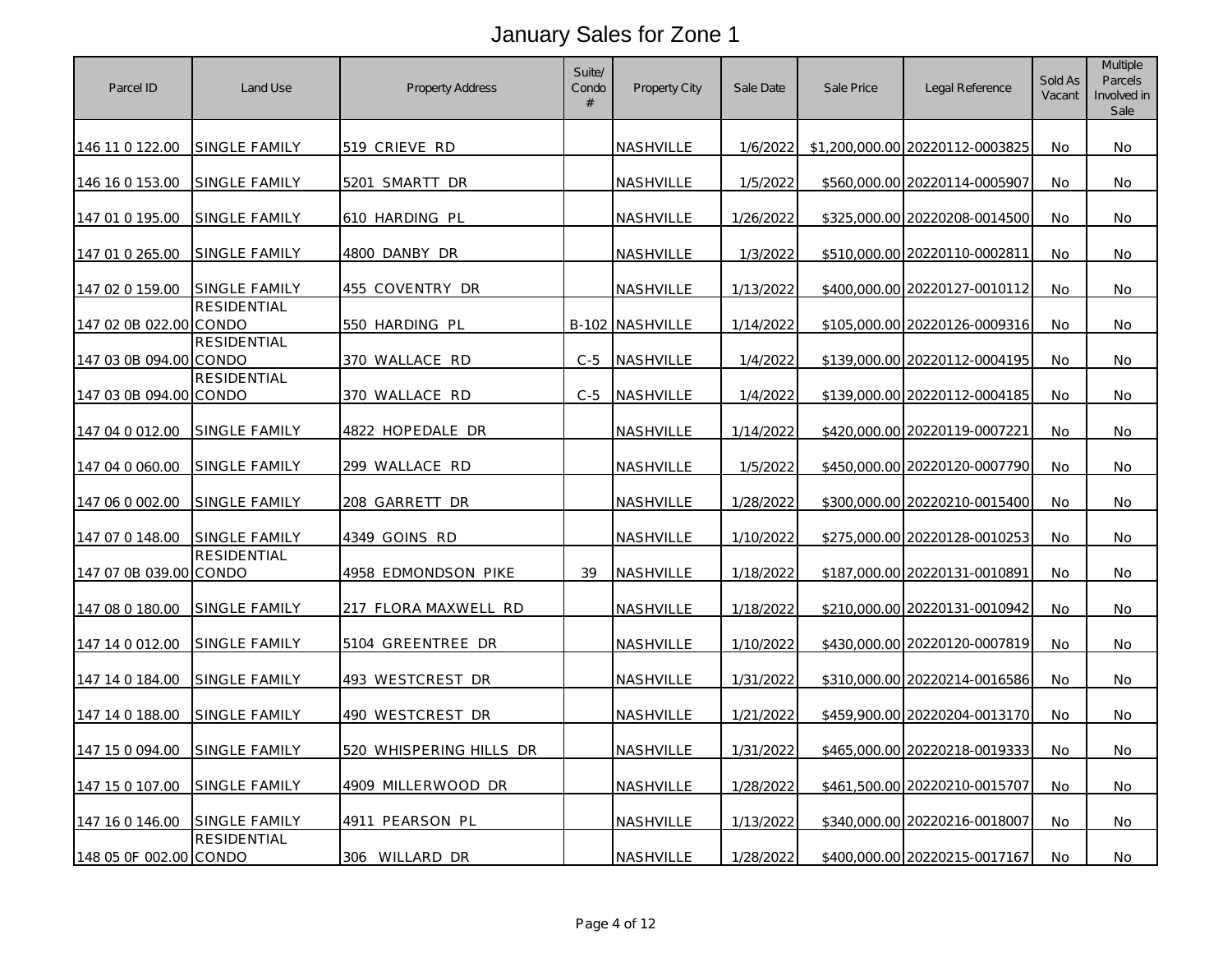# January Sales for Zone 1

| Parcel ID | Land Use | Property Address | Suite/ Condo # | Property City | Sale Date | Sale Price | Legal Reference | Sold As Vacant | Multiple Parcels Involved in Sale |
|---|---|---|---|---|---|---|---|---|---|
| 146 11 0 122.00 | SINGLE FAMILY | 519 CRIEVE RD | | NASHVILLE | 1/6/2022 | $1,200,000.00 | 20220112-0003825 | No | No |
| 146 16 0 153.00 | SINGLE FAMILY | 5201 SMARTT DR | | NASHVILLE | 1/5/2022 | $560,000.00 | 20220114-0005907 | No | No |
| 147 01 0 195.00 | SINGLE FAMILY | 610 HARDING PL | | NASHVILLE | 1/26/2022 | $325,000.00 | 20220208-0014500 | No | No |
| 147 01 0 265.00 | SINGLE FAMILY | 4800 DANBY DR | | NASHVILLE | 1/3/2022 | $510,000.00 | 20220110-0002811 | No | No |
| 147 02 0 159.00 | SINGLE FAMILY | 455 COVENTRY DR | | NASHVILLE | 1/13/2022 | $400,000.00 | 20220127-0010112 | No | No |
| 147 02 0B 022.00 | RESIDENTIAL CONDO | 550 HARDING PL | B-102 | NASHVILLE | 1/14/2022 | $105,000.00 | 20220126-0009316 | No | No |
| 147 03 0B 094.00 | RESIDENTIAL CONDO | 370 WALLACE RD | C-5 | NASHVILLE | 1/4/2022 | $139,000.00 | 20220112-0004195 | No | No |
| 147 03 0B 094.00 | RESIDENTIAL CONDO | 370 WALLACE RD | C-5 | NASHVILLE | 1/4/2022 | $139,000.00 | 20220112-0004185 | No | No |
| 147 04 0 012.00 | SINGLE FAMILY | 4822 HOPEDALE DR | | NASHVILLE | 1/14/2022 | $420,000.00 | 20220119-0007221 | No | No |
| 147 04 0 060.00 | SINGLE FAMILY | 299 WALLACE RD | | NASHVILLE | 1/5/2022 | $450,000.00 | 20220120-0007790 | No | No |
| 147 06 0 002.00 | SINGLE FAMILY | 208 GARRETT DR | | NASHVILLE | 1/28/2022 | $300,000.00 | 20220210-0015400 | No | No |
| 147 07 0 148.00 | SINGLE FAMILY | 4349 GOINS RD | | NASHVILLE | 1/10/2022 | $275,000.00 | 20220128-0010253 | No | No |
| 147 07 0B 039.00 | RESIDENTIAL CONDO | 4958 EDMONDSON PIKE | 39 | NASHVILLE | 1/18/2022 | $187,000.00 | 20220131-0010891 | No | No |
| 147 08 0 180.00 | SINGLE FAMILY | 217 FLORA MAXWELL RD | | NASHVILLE | 1/18/2022 | $210,000.00 | 20220131-0010942 | No | No |
| 147 14 0 012.00 | SINGLE FAMILY | 5104 GREENTREE DR | | NASHVILLE | 1/10/2022 | $430,000.00 | 20220120-0007819 | No | No |
| 147 14 0 184.00 | SINGLE FAMILY | 493 WESTCREST DR | | NASHVILLE | 1/31/2022 | $310,000.00 | 20220214-0016586 | No | No |
| 147 14 0 188.00 | SINGLE FAMILY | 490 WESTCREST DR | | NASHVILLE | 1/21/2022 | $459,900.00 | 20220204-0013170 | No | No |
| 147 15 0 094.00 | SINGLE FAMILY | 520 WHISPERING HILLS DR | | NASHVILLE | 1/31/2022 | $465,000.00 | 20220218-0019333 | No | No |
| 147 15 0 107.00 | SINGLE FAMILY | 4909 MILLERWOOD DR | | NASHVILLE | 1/28/2022 | $461,500.00 | 20220210-0015707 | No | No |
| 147 16 0 146.00 | SINGLE FAMILY | 4911 PEARSON PL | | NASHVILLE | 1/13/2022 | $340,000.00 | 20220216-0018007 | No | No |
| 148 05 0F 002.00 | RESIDENTIAL CONDO | 306 WILLARD DR | | NASHVILLE | 1/28/2022 | $400,000.00 | 20220215-0017167 | No | No |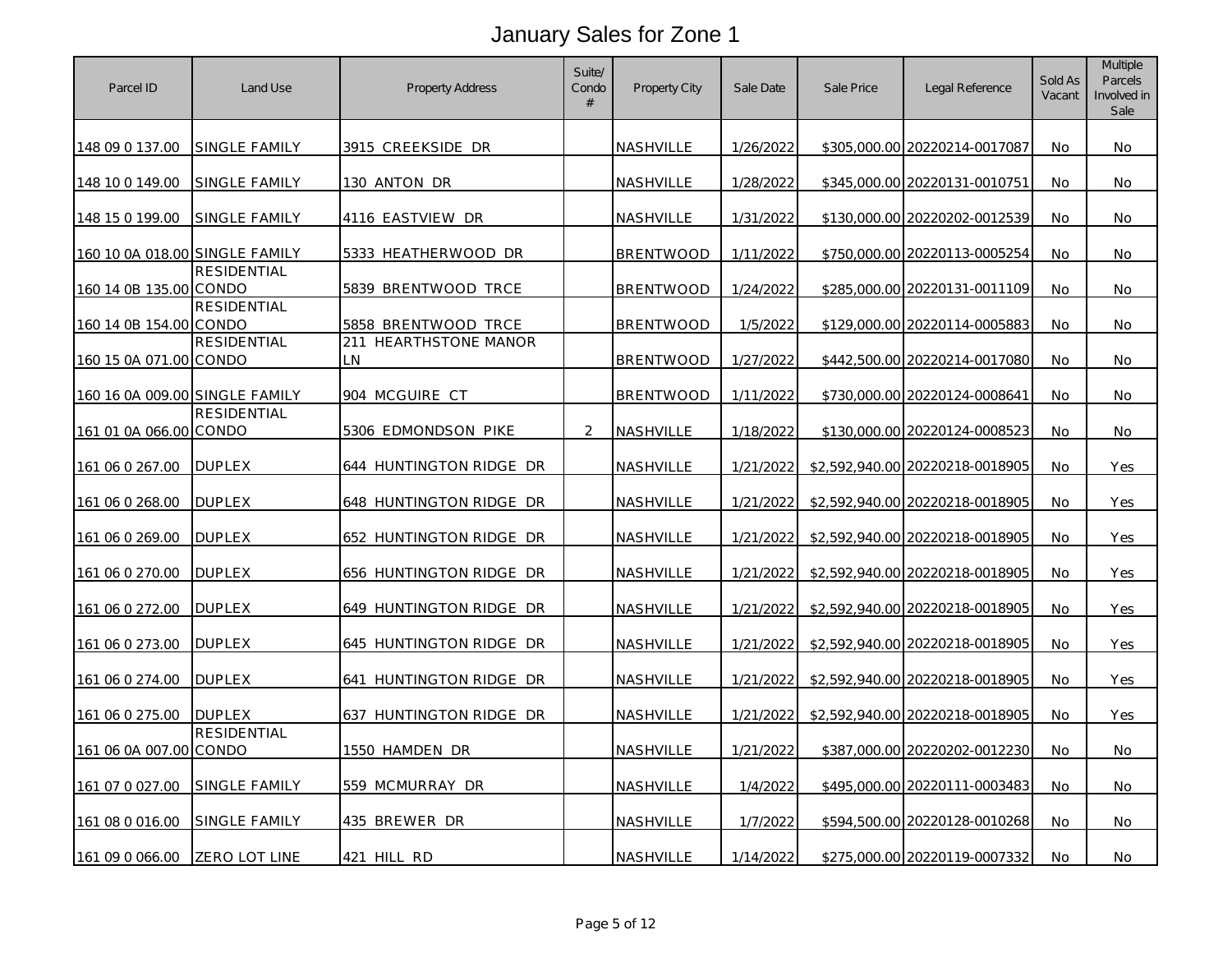# January Sales for Zone 1

| Parcel ID | Land Use | Property Address | Suite/ Condo # | Property City | Sale Date | Sale Price | Legal Reference | Sold As Vacant | Multiple Parcels Involved in Sale |
|---|---|---|---|---|---|---|---|---|---|
| 148 09 0 137.00 | SINGLE FAMILY | 3915 CREEKSIDE DR | | NASHVILLE | 1/26/2022 | $305,000.00 | 20220214-0017087 | No | No |
| 148 10 0 149.00 | SINGLE FAMILY | 130 ANTON DR | | NASHVILLE | 1/28/2022 | $345,000.00 | 20220131-0010751 | No | No |
| 148 15 0 199.00 | SINGLE FAMILY | 4116 EASTVIEW DR | | NASHVILLE | 1/31/2022 | $130,000.00 | 20220202-0012539 | No | No |
| 160 10 0A 018.00 | SINGLE FAMILY | 5333 HEATHERWOOD DR | | BRENTWOOD | 1/11/2022 | $750,000.00 | 20220113-0005254 | No | No |
| 160 14 0B 135.00 | RESIDENTIAL CONDO | 5839 BRENTWOOD TRCE | | BRENTWOOD | 1/24/2022 | $285,000.00 | 20220131-0011109 | No | No |
| 160 14 0B 154.00 | RESIDENTIAL CONDO | 5858 BRENTWOOD TRCE | | BRENTWOOD | 1/5/2022 | $129,000.00 | 20220114-0005883 | No | No |
| 160 15 0A 071.00 | RESIDENTIAL CONDO | 211 HEARTHSTONE MANOR LN | | BRENTWOOD | 1/27/2022 | $442,500.00 | 20220214-0017080 | No | No |
| 160 16 0A 009.00 | SINGLE FAMILY | 904 MCGUIRE CT | | BRENTWOOD | 1/11/2022 | $730,000.00 | 20220124-0008641 | No | No |
| 161 01 0A 066.00 | RESIDENTIAL CONDO | 5306 EDMONDSON PIKE | 2 | NASHVILLE | 1/18/2022 | $130,000.00 | 20220124-0008523 | No | No |
| 161 06 0 267.00 | DUPLEX | 644 HUNTINGTON RIDGE DR | | NASHVILLE | 1/21/2022 | $2,592,940.00 | 20220218-0018905 | No | Yes |
| 161 06 0 268.00 | DUPLEX | 648 HUNTINGTON RIDGE DR | | NASHVILLE | 1/21/2022 | $2,592,940.00 | 20220218-0018905 | No | Yes |
| 161 06 0 269.00 | DUPLEX | 652 HUNTINGTON RIDGE DR | | NASHVILLE | 1/21/2022 | $2,592,940.00 | 20220218-0018905 | No | Yes |
| 161 06 0 270.00 | DUPLEX | 656 HUNTINGTON RIDGE DR | | NASHVILLE | 1/21/2022 | $2,592,940.00 | 20220218-0018905 | No | Yes |
| 161 06 0 272.00 | DUPLEX | 649 HUNTINGTON RIDGE DR | | NASHVILLE | 1/21/2022 | $2,592,940.00 | 20220218-0018905 | No | Yes |
| 161 06 0 273.00 | DUPLEX | 645 HUNTINGTON RIDGE DR | | NASHVILLE | 1/21/2022 | $2,592,940.00 | 20220218-0018905 | No | Yes |
| 161 06 0 274.00 | DUPLEX | 641 HUNTINGTON RIDGE DR | | NASHVILLE | 1/21/2022 | $2,592,940.00 | 20220218-0018905 | No | Yes |
| 161 06 0 275.00 | DUPLEX | 637 HUNTINGTON RIDGE DR | | NASHVILLE | 1/21/2022 | $2,592,940.00 | 20220218-0018905 | No | Yes |
| 161 06 0A 007.00 | RESIDENTIAL CONDO | 1550 HAMDEN DR | | NASHVILLE | 1/21/2022 | $387,000.00 | 20220202-0012230 | No | No |
| 161 07 0 027.00 | SINGLE FAMILY | 559 MCMURRAY DR | | NASHVILLE | 1/4/2022 | $495,000.00 | 20220111-0003483 | No | No |
| 161 08 0 016.00 | SINGLE FAMILY | 435 BREWER DR | | NASHVILLE | 1/7/2022 | $594,500.00 | 20220128-0010268 | No | No |
| 161 09 0 066.00 | ZERO LOT LINE | 421 HILL RD | | NASHVILLE | 1/14/2022 | $275,000.00 | 20220119-0007332 | No | No |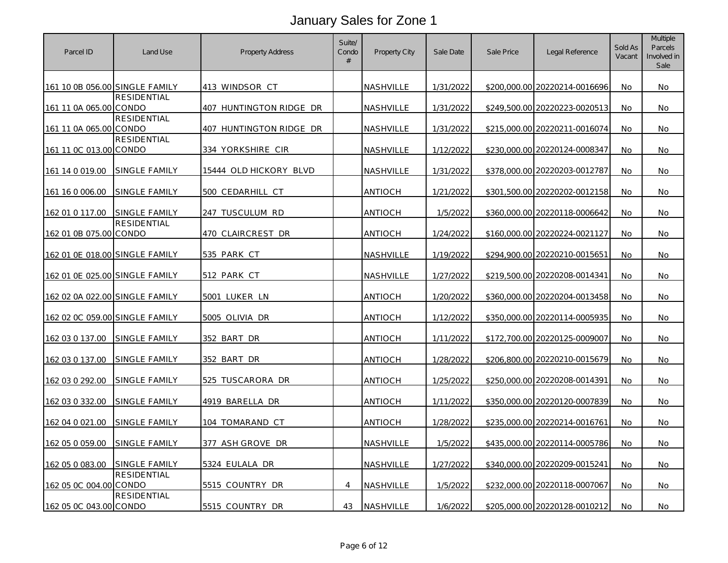# January Sales for Zone 1

| Parcel ID | Land Use | Property Address | Suite/ Condo # | Property City | Sale Date | Sale Price | Legal Reference | Sold As Vacant | Multiple Parcels Involved in Sale |
|---|---|---|---|---|---|---|---|---|---|
| 161 10 0B 056.00 | SINGLE FAMILY | 413 WINDSOR CT | | NASHVILLE | 1/31/2022 | $200,000.00 | 20220214-0016696 | No | No |
| 161 11 0A 065.00 | RESIDENTIAL CONDO | 407 HUNTINGTON RIDGE DR | | NASHVILLE | 1/31/2022 | $249,500.00 | 20220223-0020513 | No | No |
| 161 11 0A 065.00 | RESIDENTIAL CONDO | 407 HUNTINGTON RIDGE DR | | NASHVILLE | 1/31/2022 | $215,000.00 | 20220211-0016074 | No | No |
| 161 11 0C 013.00 | RESIDENTIAL CONDO | 334 YORKSHIRE CIR | | NASHVILLE | 1/12/2022 | $230,000.00 | 20220124-0008347 | No | No |
| 161 14 0 019.00 | SINGLE FAMILY | 15444 OLD HICKORY BLVD | | NASHVILLE | 1/31/2022 | $378,000.00 | 20220203-0012787 | No | No |
| 161 16 0 006.00 | SINGLE FAMILY | 500 CEDARHILL CT | | ANTIOCH | 1/21/2022 | $301,500.00 | 20220202-0012158 | No | No |
| 162 01 0 117.00 | SINGLE FAMILY | 247 TUSCULUM RD | | ANTIOCH | 1/5/2022 | $360,000.00 | 20220118-0006642 | No | No |
| 162 01 0B 075.00 | RESIDENTIAL CONDO | 470 CLAIRCREST DR | | ANTIOCH | 1/24/2022 | $160,000.00 | 20220224-0021127 | No | No |
| 162 01 0E 018.00 | SINGLE FAMILY | 535 PARK CT | | NASHVILLE | 1/19/2022 | $294,900.00 | 20220210-0015651 | No | No |
| 162 01 0E 025.00 | SINGLE FAMILY | 512 PARK CT | | NASHVILLE | 1/27/2022 | $219,500.00 | 20220208-0014341 | No | No |
| 162 02 0A 022.00 | SINGLE FAMILY | 5001 LUKER LN | | ANTIOCH | 1/20/2022 | $360,000.00 | 20220204-0013458 | No | No |
| 162 02 0C 059.00 | SINGLE FAMILY | 5005 OLIVIA DR | | ANTIOCH | 1/12/2022 | $350,000.00 | 20220114-0005935 | No | No |
| 162 03 0 137.00 | SINGLE FAMILY | 352 BART DR | | ANTIOCH | 1/11/2022 | $172,700.00 | 20220125-0009007 | No | No |
| 162 03 0 137.00 | SINGLE FAMILY | 352 BART DR | | ANTIOCH | 1/28/2022 | $206,800.00 | 20220210-0015679 | No | No |
| 162 03 0 292.00 | SINGLE FAMILY | 525 TUSCARORA DR | | ANTIOCH | 1/25/2022 | $250,000.00 | 20220208-0014391 | No | No |
| 162 03 0 332.00 | SINGLE FAMILY | 4919 BARELLA DR | | ANTIOCH | 1/11/2022 | $350,000.00 | 20220120-0007839 | No | No |
| 162 04 0 021.00 | SINGLE FAMILY | 104 TOMARAND CT | | ANTIOCH | 1/28/2022 | $235,000.00 | 20220214-0016761 | No | No |
| 162 05 0 059.00 | SINGLE FAMILY | 377 ASH GROVE DR | | NASHVILLE | 1/5/2022 | $435,000.00 | 20220114-0005786 | No | No |
| 162 05 0 083.00 | SINGLE FAMILY | 5324 EULALA DR | | NASHVILLE | 1/27/2022 | $340,000.00 | 20220209-0015241 | No | No |
| 162 05 0C 004.00 | RESIDENTIAL CONDO | 5515 COUNTRY DR | 4 | NASHVILLE | 1/5/2022 | $232,000.00 | 20220118-0007067 | No | No |
| 162 05 0C 043.00 | RESIDENTIAL CONDO | 5515 COUNTRY DR | 43 | NASHVILLE | 1/6/2022 | $205,000.00 | 20220128-0010212 | No | No |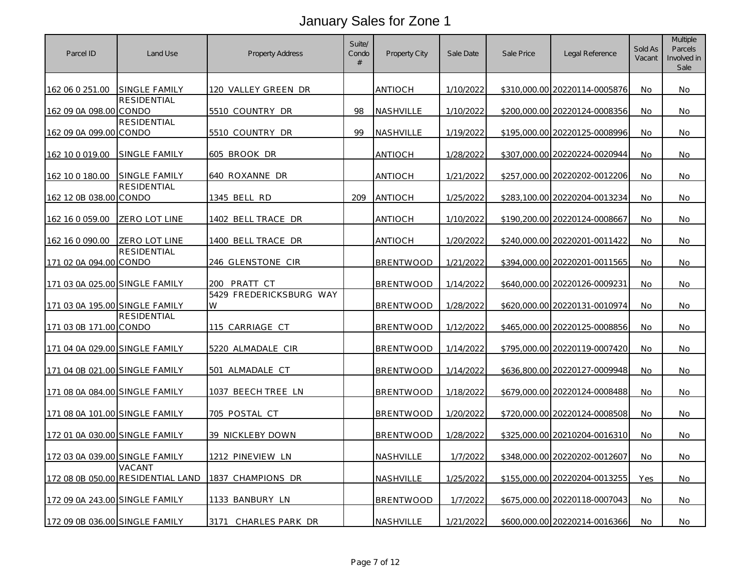# January Sales for Zone 1

| Parcel ID | Land Use | Property Address | Suite/ Condo # | Property City | Sale Date | Sale Price | Legal Reference | Sold As Vacant | Multiple Parcels Involved in Sale |
|---|---|---|---|---|---|---|---|---|---|
| 162 06 0 251.00 | SINGLE FAMILY | 120 VALLEY GREEN DR | | ANTIOCH | 1/10/2022 | $310,000.00 | 20220114-0005876 | No | No |
| 162 09 0A 098.00 | RESIDENTIAL CONDO | 5510 COUNTRY DR | 98 | NASHVILLE | 1/10/2022 | $200,000.00 | 20220124-0008356 | No | No |
| 162 09 0A 099.00 | RESIDENTIAL CONDO | 5510 COUNTRY DR | 99 | NASHVILLE | 1/19/2022 | $195,000.00 | 20220125-0008996 | No | No |
| 162 10 0 019.00 | SINGLE FAMILY | 605 BROOK DR | | ANTIOCH | 1/28/2022 | $307,000.00 | 20220224-0020944 | No | No |
| 162 10 0 180.00 | SINGLE FAMILY | 640 ROXANNE DR | | ANTIOCH | 1/21/2022 | $257,000.00 | 20220202-0012206 | No | No |
| 162 12 0B 038.00 | RESIDENTIAL CONDO | 1345 BELL RD | 209 | ANTIOCH | 1/25/2022 | $283,100.00 | 20220204-0013234 | No | No |
| 162 16 0 059.00 | ZERO LOT LINE | 1402 BELL TRACE DR | | ANTIOCH | 1/10/2022 | $190,200.00 | 20220124-0008667 | No | No |
| 162 16 0 090.00 | ZERO LOT LINE | 1400 BELL TRACE DR | | ANTIOCH | 1/20/2022 | $240,000.00 | 20220201-0011422 | No | No |
| 171 02 0A 094.00 | RESIDENTIAL CONDO | 246 GLENSTONE CIR | | BRENTWOOD | 1/21/2022 | $394,000.00 | 20220201-0011565 | No | No |
| 171 03 0A 025.00 | SINGLE FAMILY | 200 PRATT CT | | BRENTWOOD | 1/14/2022 | $640,000.00 | 20220126-0009231 | No | No |
| 171 03 0A 195.00 | SINGLE FAMILY | 5429 FREDERICKSBURG WAY W | | BRENTWOOD | 1/28/2022 | $620,000.00 | 20220131-0010974 | No | No |
| 171 03 0B 171.00 | RESIDENTIAL CONDO | 115 CARRIAGE CT | | BRENTWOOD | 1/12/2022 | $465,000.00 | 20220125-0008856 | No | No |
| 171 04 0A 029.00 | SINGLE FAMILY | 5220 ALMADALE CIR | | BRENTWOOD | 1/14/2022 | $795,000.00 | 20220119-0007420 | No | No |
| 171 04 0B 021.00 | SINGLE FAMILY | 501 ALMADALE CT | | BRENTWOOD | 1/14/2022 | $636,800.00 | 20220127-0009948 | No | No |
| 171 08 0A 084.00 | SINGLE FAMILY | 1037 BEECH TREE LN | | BRENTWOOD | 1/18/2022 | $679,000.00 | 20220124-0008488 | No | No |
| 171 08 0A 101.00 | SINGLE FAMILY | 705 POSTAL CT | | BRENTWOOD | 1/20/2022 | $720,000.00 | 20220124-0008508 | No | No |
| 172 01 0A 030.00 | SINGLE FAMILY | 39 NICKLEBY DOWN | | BRENTWOOD | 1/28/2022 | $325,000.00 | 20210204-0016310 | No | No |
| 172 03 0A 039.00 | SINGLE FAMILY | 1212 PINEVIEW LN | | NASHVILLE | 1/7/2022 | $348,000.00 | 20220202-0012607 | No | No |
| 172 08 0B 050.00 | VACANT RESIDENTIAL LAND | 1837 CHAMPIONS DR | | NASHVILLE | 1/25/2022 | $155,000.00 | 20220204-0013255 | Yes | No |
| 172 09 0A 243.00 | SINGLE FAMILY | 1133 BANBURY LN | | BRENTWOOD | 1/7/2022 | $675,000.00 | 20220118-0007043 | No | No |
| 172 09 0B 036.00 | SINGLE FAMILY | 3171 CHARLES PARK DR | | NASHVILLE | 1/21/2022 | $600,000.00 | 20220214-0016366 | No | No |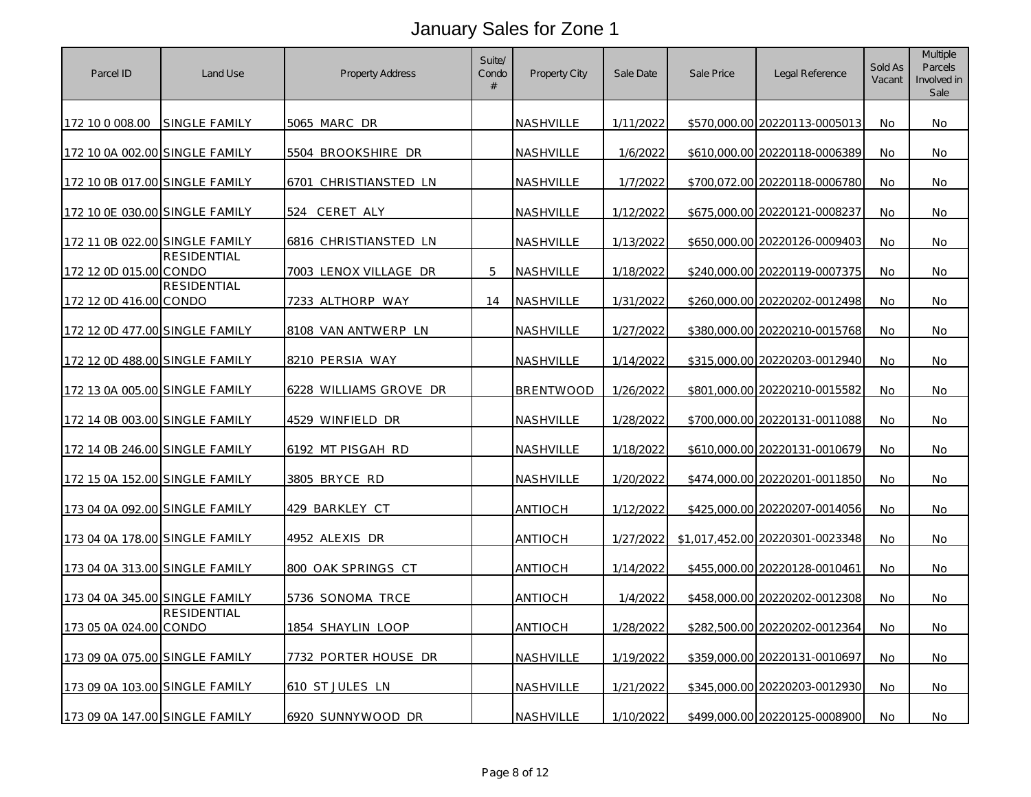# January Sales for Zone 1

| Parcel ID | Land Use | Property Address | Suite/ Condo # | Property City | Sale Date | Sale Price | Legal Reference | Sold As Vacant | Multiple Parcels Involved in Sale |
|---|---|---|---|---|---|---|---|---|---|
| 172 10 0 008.00 | SINGLE FAMILY | 5065 MARC DR | | NASHVILLE | 1/11/2022 | $570,000.00 | 20220113-0005013 | No | No |
| 172 10 0A 002.00 | SINGLE FAMILY | 5504 BROOKSHIRE DR | | NASHVILLE | 1/6/2022 | $610,000.00 | 20220118-0006389 | No | No |
| 172 10 0B 017.00 | SINGLE FAMILY | 6701 CHRISTIANSTED LN | | NASHVILLE | 1/7/2022 | $700,072.00 | 20220118-0006780 | No | No |
| 172 10 0E 030.00 | SINGLE FAMILY | 524 CERET ALY | | NASHVILLE | 1/12/2022 | $675,000.00 | 20220121-0008237 | No | No |
| 172 11 0B 022.00 | SINGLE FAMILY | 6816 CHRISTIANSTED LN | | NASHVILLE | 1/13/2022 | $650,000.00 | 20220126-0009403 | No | No |
| 172 12 0D 015.00 | RESIDENTIAL CONDO | 7003 LENOX VILLAGE DR | 5 | NASHVILLE | 1/18/2022 | $240,000.00 | 20220119-0007375 | No | No |
| 172 12 0D 416.00 | RESIDENTIAL CONDO | 7233 ALTHORP WAY | 14 | NASHVILLE | 1/31/2022 | $260,000.00 | 20220202-0012498 | No | No |
| 172 12 0D 477.00 | SINGLE FAMILY | 8108 VAN ANTWERP LN | | NASHVILLE | 1/27/2022 | $380,000.00 | 20220210-0015768 | No | No |
| 172 12 0D 488.00 | SINGLE FAMILY | 8210 PERSIA WAY | | NASHVILLE | 1/14/2022 | $315,000.00 | 20220203-0012940 | No | No |
| 172 13 0A 005.00 | SINGLE FAMILY | 6228 WILLIAMS GROVE DR | | BRENTWOOD | 1/26/2022 | $801,000.00 | 20220210-0015582 | No | No |
| 172 14 0B 003.00 | SINGLE FAMILY | 4529 WINFIELD DR | | NASHVILLE | 1/28/2022 | $700,000.00 | 20220131-0011088 | No | No |
| 172 14 0B 246.00 | SINGLE FAMILY | 6192 MT PISGAH RD | | NASHVILLE | 1/18/2022 | $610,000.00 | 20220131-0010679 | No | No |
| 172 15 0A 152.00 | SINGLE FAMILY | 3805 BRYCE RD | | NASHVILLE | 1/20/2022 | $474,000.00 | 20220201-0011850 | No | No |
| 173 04 0A 092.00 | SINGLE FAMILY | 429 BARKLEY CT | | ANTIOCH | 1/12/2022 | $425,000.00 | 20220207-0014056 | No | No |
| 173 04 0A 178.00 | SINGLE FAMILY | 4952 ALEXIS DR | | ANTIOCH | 1/27/2022 | $1,017,452.00 | 20220301-0023348 | No | No |
| 173 04 0A 313.00 | SINGLE FAMILY | 800 OAK SPRINGS CT | | ANTIOCH | 1/14/2022 | $455,000.00 | 20220128-0010461 | No | No |
| 173 04 0A 345.00 | SINGLE FAMILY | 5736 SONOMA TRCE | | ANTIOCH | 1/4/2022 | $458,000.00 | 20220202-0012308 | No | No |
| 173 05 0A 024.00 | RESIDENTIAL CONDO | 1854 SHAYLIN LOOP | | ANTIOCH | 1/28/2022 | $282,500.00 | 20220202-0012364 | No | No |
| 173 09 0A 075.00 | SINGLE FAMILY | 7732 PORTER HOUSE DR | | NASHVILLE | 1/19/2022 | $359,000.00 | 20220131-0010697 | No | No |
| 173 09 0A 103.00 | SINGLE FAMILY | 610 ST JULES LN | | NASHVILLE | 1/21/2022 | $345,000.00 | 20220203-0012930 | No | No |
| 173 09 0A 147.00 | SINGLE FAMILY | 6920 SUNNYWOOD DR | | NASHVILLE | 1/10/2022 | $499,000.00 | 20220125-0008900 | No | No |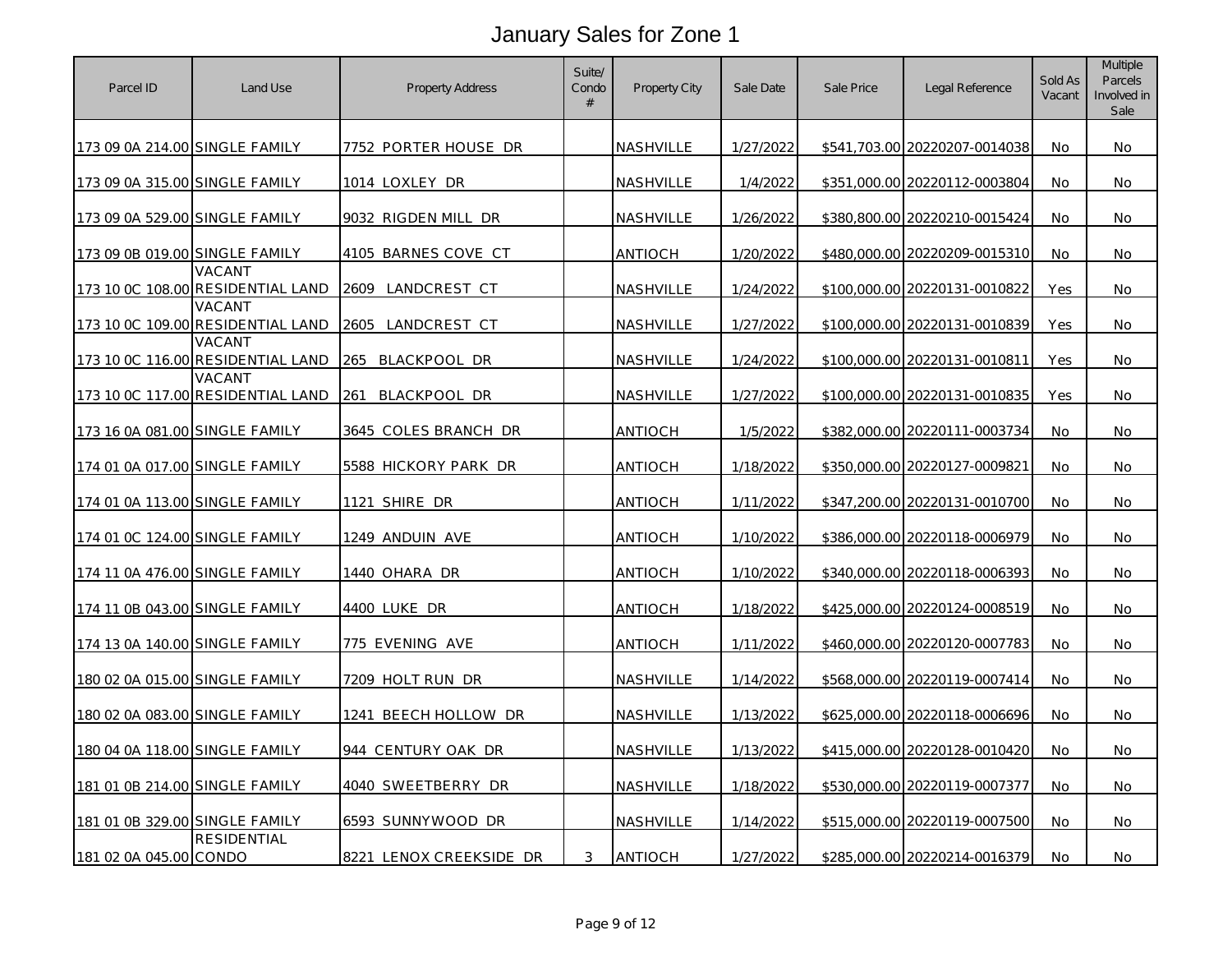# January Sales for Zone 1

| Parcel ID | Land Use | Property Address | Suite/ Condo # | Property City | Sale Date | Sale Price | Legal Reference | Sold As Vacant | Multiple Parcels Involved in Sale |
|---|---|---|---|---|---|---|---|---|---|
| 173 09 0A 214.00 | SINGLE FAMILY | 7752 PORTER HOUSE DR | | NASHVILLE | 1/27/2022 | $541,703.00 | 20220207-0014038 | No | No |
| 173 09 0A 315.00 | SINGLE FAMILY | 1014 LOXLEY DR | | NASHVILLE | 1/4/2022 | $351,000.00 | 20220112-0003804 | No | No |
| 173 09 0A 529.00 | SINGLE FAMILY | 9032 RIGDEN MILL DR | | NASHVILLE | 1/26/2022 | $380,800.00 | 20220210-0015424 | No | No |
| 173 09 0B 019.00 | SINGLE FAMILY | 4105 BARNES COVE CT | | ANTIOCH | 1/20/2022 | $480,000.00 | 20220209-0015310 | No | No |
| 173 10 0C 108.00 | VACANT RESIDENTIAL LAND | 2609 LANDCREST CT | | NASHVILLE | 1/24/2022 | $100,000.00 | 20220131-0010822 | Yes | No |
| 173 10 0C 109.00 | VACANT RESIDENTIAL LAND | 2605 LANDCREST CT | | NASHVILLE | 1/27/2022 | $100,000.00 | 20220131-0010839 | Yes | No |
| 173 10 0C 116.00 | VACANT RESIDENTIAL LAND | 265 BLACKPOOL DR | | NASHVILLE | 1/24/2022 | $100,000.00 | 20220131-0010811 | Yes | No |
| 173 10 0C 117.00 | VACANT RESIDENTIAL LAND | 261 BLACKPOOL DR | | NASHVILLE | 1/27/2022 | $100,000.00 | 20220131-0010835 | Yes | No |
| 173 16 0A 081.00 | SINGLE FAMILY | 3645 COLES BRANCH DR | | ANTIOCH | 1/5/2022 | $382,000.00 | 20220111-0003734 | No | No |
| 174 01 0A 017.00 | SINGLE FAMILY | 5588 HICKORY PARK DR | | ANTIOCH | 1/18/2022 | $350,000.00 | 20220127-0009821 | No | No |
| 174 01 0A 113.00 | SINGLE FAMILY | 1121 SHIRE DR | | ANTIOCH | 1/11/2022 | $347,200.00 | 20220131-0010700 | No | No |
| 174 01 0C 124.00 | SINGLE FAMILY | 1249 ANDUIN AVE | | ANTIOCH | 1/10/2022 | $386,000.00 | 20220118-0006979 | No | No |
| 174 11 0A 476.00 | SINGLE FAMILY | 1440 OHARA DR | | ANTIOCH | 1/10/2022 | $340,000.00 | 20220118-0006393 | No | No |
| 174 11 0B 043.00 | SINGLE FAMILY | 4400 LUKE DR | | ANTIOCH | 1/18/2022 | $425,000.00 | 20220124-0008519 | No | No |
| 174 13 0A 140.00 | SINGLE FAMILY | 775 EVENING AVE | | ANTIOCH | 1/11/2022 | $460,000.00 | 20220120-0007783 | No | No |
| 180 02 0A 015.00 | SINGLE FAMILY | 7209 HOLT RUN DR | | NASHVILLE | 1/14/2022 | $568,000.00 | 20220119-0007414 | No | No |
| 180 02 0A 083.00 | SINGLE FAMILY | 1241 BEECH HOLLOW DR | | NASHVILLE | 1/13/2022 | $625,000.00 | 20220118-0006696 | No | No |
| 180 04 0A 118.00 | SINGLE FAMILY | 944 CENTURY OAK DR | | NASHVILLE | 1/13/2022 | $415,000.00 | 20220128-0010420 | No | No |
| 181 01 0B 214.00 | SINGLE FAMILY | 4040 SWEETBERRY DR | | NASHVILLE | 1/18/2022 | $530,000.00 | 20220119-0007377 | No | No |
| 181 01 0B 329.00 | SINGLE FAMILY | 6593 SUNNYWOOD DR | | NASHVILLE | 1/14/2022 | $515,000.00 | 20220119-0007500 | No | No |
| 181 02 0A 045.00 | RESIDENTIAL CONDO | 8221 LENOX CREEKSIDE DR | 3 | ANTIOCH | 1/27/2022 | $285,000.00 | 20220214-0016379 | No | No |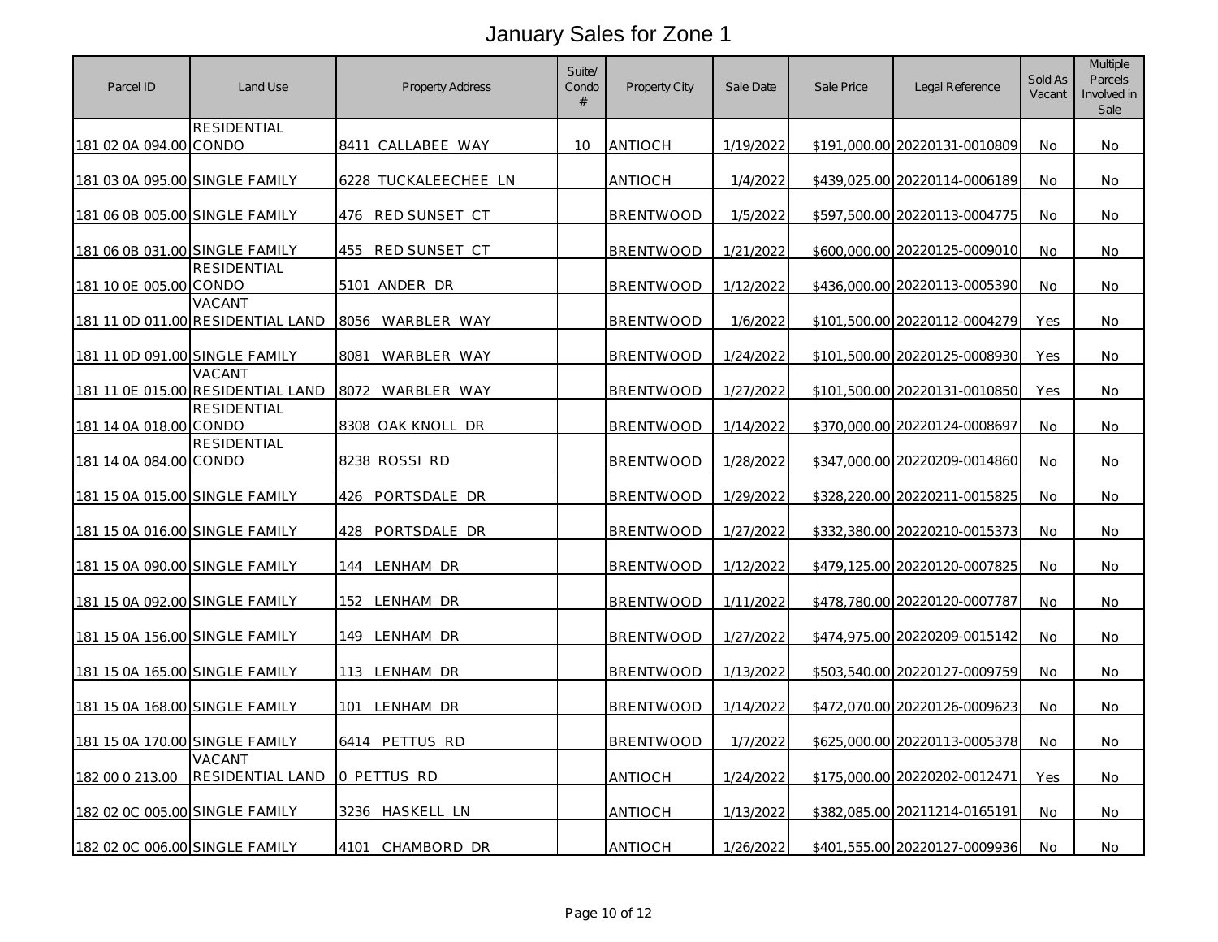# January Sales for Zone 1

| Parcel ID | Land Use | Property Address | Suite/ Condo # | Property City | Sale Date | Sale Price | Legal Reference | Sold As Vacant | Multiple Parcels Involved in Sale |
|---|---|---|---|---|---|---|---|---|---|
| 181 02 0A 094.00 | RESIDENTIAL CONDO | 8411 CALLABEE WAY | 10 | ANTIOCH | 1/19/2022 | $191,000.00 | 20220131-0010809 | No | No |
| 181 03 0A 095.00 | SINGLE FAMILY | 6228 TUCKALEECHEE LN | | ANTIOCH | 1/4/2022 | $439,025.00 | 20220114-0006189 | No | No |
| 181 06 0B 005.00 | SINGLE FAMILY | 476 RED SUNSET CT | | BRENTWOOD | 1/5/2022 | $597,500.00 | 20220113-0004775 | No | No |
| 181 06 0B 031.00 | SINGLE FAMILY | 455 RED SUNSET CT | | BRENTWOOD | 1/21/2022 | $600,000.00 | 20220125-0009010 | No | No |
| 181 10 0E 005.00 | RESIDENTIAL CONDO | 5101 ANDER DR | | BRENTWOOD | 1/12/2022 | $436,000.00 | 20220113-0005390 | No | No |
| 181 11 0D 011.00 | VACANT RESIDENTIAL LAND | 8056 WARBLER WAY | | BRENTWOOD | 1/6/2022 | $101,500.00 | 20220112-0004279 | Yes | No |
| 181 11 0D 091.00 | SINGLE FAMILY | 8081 WARBLER WAY | | BRENTWOOD | 1/24/2022 | $101,500.00 | 20220125-0008930 | Yes | No |
| 181 11 0E 015.00 | VACANT RESIDENTIAL LAND | 8072 WARBLER WAY | | BRENTWOOD | 1/27/2022 | $101,500.00 | 20220131-0010850 | Yes | No |
| 181 14 0A 018.00 | RESIDENTIAL CONDO | 8308 OAK KNOLL DR | | BRENTWOOD | 1/14/2022 | $370,000.00 | 20220124-0008697 | No | No |
| 181 14 0A 084.00 | RESIDENTIAL CONDO | 8238 ROSSI RD | | BRENTWOOD | 1/28/2022 | $347,000.00 | 20220209-0014860 | No | No |
| 181 15 0A 015.00 | SINGLE FAMILY | 426 PORTSDALE DR | | BRENTWOOD | 1/29/2022 | $328,220.00 | 20220211-0015825 | No | No |
| 181 15 0A 016.00 | SINGLE FAMILY | 428 PORTSDALE DR | | BRENTWOOD | 1/27/2022 | $332,380.00 | 20220210-0015373 | No | No |
| 181 15 0A 090.00 | SINGLE FAMILY | 144 LENHAM DR | | BRENTWOOD | 1/12/2022 | $479,125.00 | 20220120-0007825 | No | No |
| 181 15 0A 092.00 | SINGLE FAMILY | 152 LENHAM DR | | BRENTWOOD | 1/11/2022 | $478,780.00 | 20220120-0007787 | No | No |
| 181 15 0A 156.00 | SINGLE FAMILY | 149 LENHAM DR | | BRENTWOOD | 1/27/2022 | $474,975.00 | 20220209-0015142 | No | No |
| 181 15 0A 165.00 | SINGLE FAMILY | 113 LENHAM DR | | BRENTWOOD | 1/13/2022 | $503,540.00 | 20220127-0009759 | No | No |
| 181 15 0A 168.00 | SINGLE FAMILY | 101 LENHAM DR | | BRENTWOOD | 1/14/2022 | $472,070.00 | 20220126-0009623 | No | No |
| 181 15 0A 170.00 | SINGLE FAMILY | 6414 PETTUS RD | | BRENTWOOD | 1/7/2022 | $625,000.00 | 20220113-0005378 | No | No |
| 182 00 0 213.00 | VACANT RESIDENTIAL LAND | 0 PETTUS RD | | ANTIOCH | 1/24/2022 | $175,000.00 | 20220202-0012471 | Yes | No |
| 182 02 0C 005.00 | SINGLE FAMILY | 3236 HASKELL LN | | ANTIOCH | 1/13/2022 | $382,085.00 | 20211214-0165191 | No | No |
| 182 02 0C 006.00 | SINGLE FAMILY | 4101 CHAMBORD DR | | ANTIOCH | 1/26/2022 | $401,555.00 | 20220127-0009936 | No | No |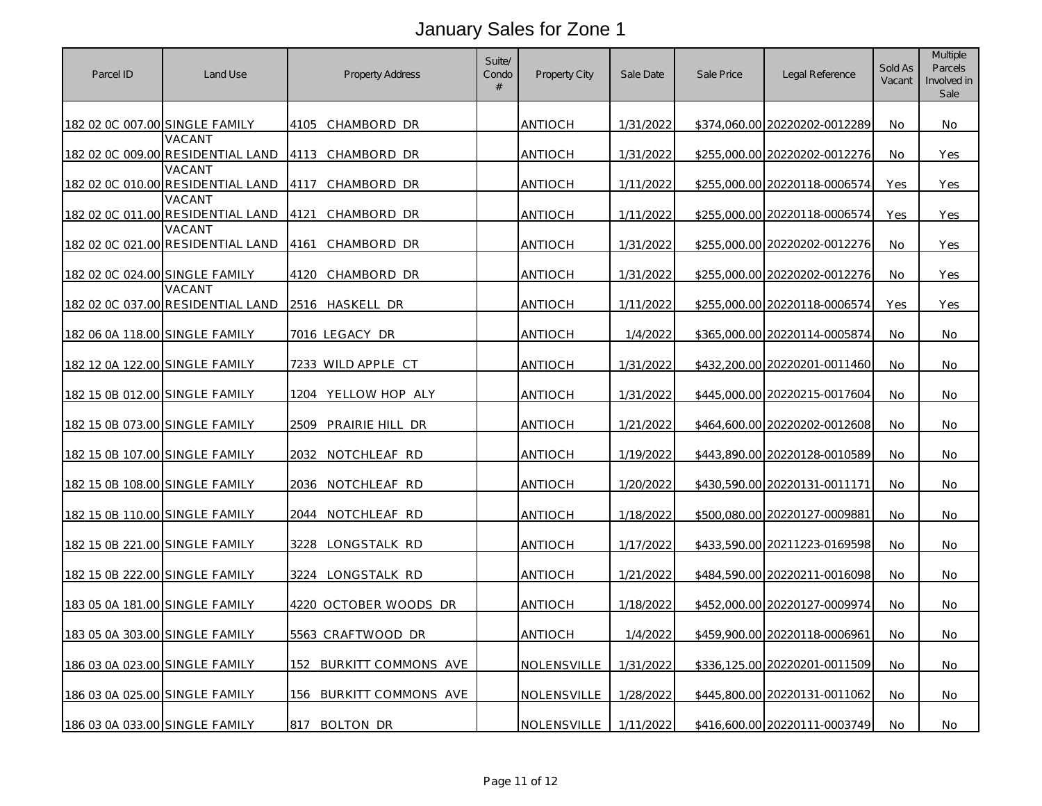# January Sales for Zone 1

| Parcel ID | Land Use | Property Address | Suite/ Condo # | Property City | Sale Date | Sale Price | Legal Reference | Sold As Vacant | Multiple Parcels Involved in Sale |
|---|---|---|---|---|---|---|---|---|---|
| 182 02 0C 007.00 | SINGLE FAMILY | 4105 CHAMBORD DR | | ANTIOCH | 1/31/2022 | $374,060.00 | 20220202-0012289 | No | No |
| 182 02 0C 009.00 | VACANT RESIDENTIAL LAND | 4113 CHAMBORD DR | | ANTIOCH | 1/31/2022 | $255,000.00 | 20220202-0012276 | No | Yes |
| 182 02 0C 010.00 | VACANT RESIDENTIAL LAND | 4117 CHAMBORD DR | | ANTIOCH | 1/11/2022 | $255,000.00 | 20220118-0006574 | Yes | Yes |
| 182 02 0C 011.00 | VACANT RESIDENTIAL LAND | 4121 CHAMBORD DR | | ANTIOCH | 1/11/2022 | $255,000.00 | 20220118-0006574 | Yes | Yes |
| 182 02 0C 021.00 | VACANT RESIDENTIAL LAND | 4161 CHAMBORD DR | | ANTIOCH | 1/31/2022 | $255,000.00 | 20220202-0012276 | No | Yes |
| 182 02 0C 024.00 | SINGLE FAMILY | 4120 CHAMBORD DR | | ANTIOCH | 1/31/2022 | $255,000.00 | 20220202-0012276 | No | Yes |
| 182 02 0C 037.00 | VACANT RESIDENTIAL LAND | 2516 HASKELL DR | | ANTIOCH | 1/11/2022 | $255,000.00 | 20220118-0006574 | Yes | Yes |
| 182 06 0A 118.00 | SINGLE FAMILY | 7016 LEGACY DR | | ANTIOCH | 1/4/2022 | $365,000.00 | 20220114-0005874 | No | No |
| 182 12 0A 122.00 | SINGLE FAMILY | 7233 WILD APPLE CT | | ANTIOCH | 1/31/2022 | $432,200.00 | 20220201-0011460 | No | No |
| 182 15 0B 012.00 | SINGLE FAMILY | 1204 YELLOW HOP ALY | | ANTIOCH | 1/31/2022 | $445,000.00 | 20220215-0017604 | No | No |
| 182 15 0B 073.00 | SINGLE FAMILY | 2509 PRAIRIE HILL DR | | ANTIOCH | 1/21/2022 | $464,600.00 | 20220202-0012608 | No | No |
| 182 15 0B 107.00 | SINGLE FAMILY | 2032 NOTCHLEAF RD | | ANTIOCH | 1/19/2022 | $443,890.00 | 20220128-0010589 | No | No |
| 182 15 0B 108.00 | SINGLE FAMILY | 2036 NOTCHLEAF RD | | ANTIOCH | 1/20/2022 | $430,590.00 | 20220131-0011171 | No | No |
| 182 15 0B 110.00 | SINGLE FAMILY | 2044 NOTCHLEAF RD | | ANTIOCH | 1/18/2022 | $500,080.00 | 20220127-0009881 | No | No |
| 182 15 0B 221.00 | SINGLE FAMILY | 3228 LONGSTALK RD | | ANTIOCH | 1/17/2022 | $433,590.00 | 20211223-0169598 | No | No |
| 182 15 0B 222.00 | SINGLE FAMILY | 3224 LONGSTALK RD | | ANTIOCH | 1/21/2022 | $484,590.00 | 20220211-0016098 | No | No |
| 183 05 0A 181.00 | SINGLE FAMILY | 4220 OCTOBER WOODS DR | | ANTIOCH | 1/18/2022 | $452,000.00 | 20220127-0009974 | No | No |
| 183 05 0A 303.00 | SINGLE FAMILY | 5563 CRAFTWOOD DR | | ANTIOCH | 1/4/2022 | $459,900.00 | 20220118-0006961 | No | No |
| 186 03 0A 023.00 | SINGLE FAMILY | 152 BURKITT COMMONS AVE | | NOLENSVILLE | 1/31/2022 | $336,125.00 | 20220201-0011509 | No | No |
| 186 03 0A 025.00 | SINGLE FAMILY | 156 BURKITT COMMONS AVE | | NOLENSVILLE | 1/28/2022 | $445,800.00 | 20220131-0011062 | No | No |
| 186 03 0A 033.00 | SINGLE FAMILY | 817 BOLTON DR | | NOLENSVILLE | 1/11/2022 | $416,600.00 | 20220111-0003749 | No | No |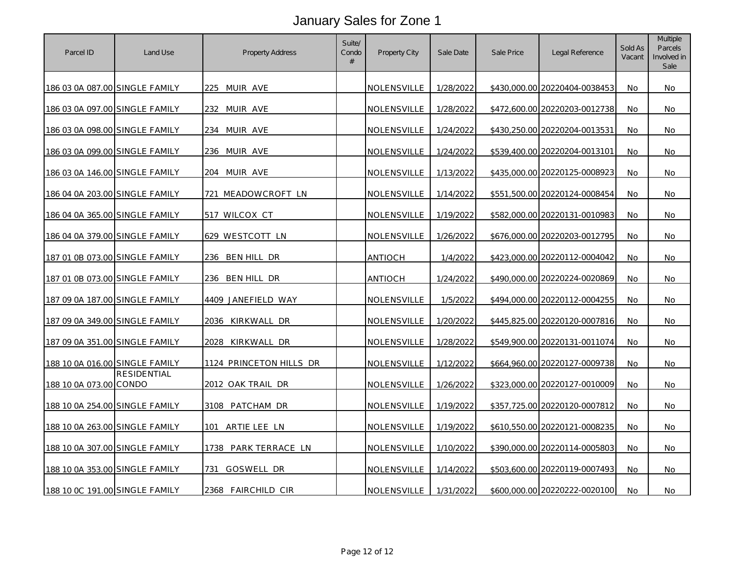# January Sales for Zone 1

| Parcel ID | Land Use | Property Address | Suite/ Condo # | Property City | Sale Date | Sale Price | Legal Reference | Sold As Vacant | Multiple Parcels Involved in Sale |
|---|---|---|---|---|---|---|---|---|---|
| 186 03 0A 087.00 | SINGLE FAMILY | 225 MUIR AVE | | NOLENSVILLE | 1/28/2022 | $430,000.00 | 20220404-0038453 | No | No |
| 186 03 0A 097.00 | SINGLE FAMILY | 232 MUIR AVE | | NOLENSVILLE | 1/28/2022 | $472,600.00 | 20220203-0012738 | No | No |
| 186 03 0A 098.00 | SINGLE FAMILY | 234 MUIR AVE | | NOLENSVILLE | 1/24/2022 | $430,250.00 | 20220204-0013531 | No | No |
| 186 03 0A 099.00 | SINGLE FAMILY | 236 MUIR AVE | | NOLENSVILLE | 1/24/2022 | $539,400.00 | 20220204-0013101 | No | No |
| 186 03 0A 146.00 | SINGLE FAMILY | 204 MUIR AVE | | NOLENSVILLE | 1/13/2022 | $435,000.00 | 20220125-0008923 | No | No |
| 186 04 0A 203.00 | SINGLE FAMILY | 721 MEADOWCROFT LN | | NOLENSVILLE | 1/14/2022 | $551,500.00 | 20220124-0008454 | No | No |
| 186 04 0A 365.00 | SINGLE FAMILY | 517 WILCOX CT | | NOLENSVILLE | 1/19/2022 | $582,000.00 | 20220131-0010983 | No | No |
| 186 04 0A 379.00 | SINGLE FAMILY | 629 WESTCOTT LN | | NOLENSVILLE | 1/26/2022 | $676,000.00 | 20220203-0012795 | No | No |
| 187 01 0B 073.00 | SINGLE FAMILY | 236 BEN HILL DR | | ANTIOCH | 1/4/2022 | $423,000.00 | 20220112-0004042 | No | No |
| 187 01 0B 073.00 | SINGLE FAMILY | 236 BEN HILL DR | | ANTIOCH | 1/24/2022 | $490,000.00 | 20220224-0020869 | No | No |
| 187 09 0A 187.00 | SINGLE FAMILY | 4409 JANEFIELD WAY | | NOLENSVILLE | 1/5/2022 | $494,000.00 | 20220112-0004255 | No | No |
| 187 09 0A 349.00 | SINGLE FAMILY | 2036 KIRKWALL DR | | NOLENSVILLE | 1/20/2022 | $445,825.00 | 20220120-0007816 | No | No |
| 187 09 0A 351.00 | SINGLE FAMILY | 2028 KIRKWALL DR | | NOLENSVILLE | 1/28/2022 | $549,900.00 | 20220131-0011074 | No | No |
| 188 10 0A 016.00 | SINGLE FAMILY | 1124 PRINCETON HILLS DR | | NOLENSVILLE | 1/12/2022 | $664,960.00 | 20220127-0009738 | No | No |
| 188 10 0A 073.00 | RESIDENTIAL CONDO | 2012 OAK TRAIL DR | | NOLENSVILLE | 1/26/2022 | $323,000.00 | 20220127-0010009 | No | No |
| 188 10 0A 254.00 | SINGLE FAMILY | 3108 PATCHAM DR | | NOLENSVILLE | 1/19/2022 | $357,725.00 | 20220120-0007812 | No | No |
| 188 10 0A 263.00 | SINGLE FAMILY | 101 ARTIE LEE LN | | NOLENSVILLE | 1/19/2022 | $610,550.00 | 20220121-0008235 | No | No |
| 188 10 0A 307.00 | SINGLE FAMILY | 1738 PARK TERRACE LN | | NOLENSVILLE | 1/10/2022 | $390,000.00 | 20220114-0005803 | No | No |
| 188 10 0A 353.00 | SINGLE FAMILY | 731 GOSWELL DR | | NOLENSVILLE | 1/14/2022 | $503,600.00 | 20220119-0007493 | No | No |
| 188 10 0C 191.00 | SINGLE FAMILY | 2368 FAIRCHILD CIR | | NOLENSVILLE | 1/31/2022 | $600,000.00 | 20220222-0020100 | No | No |